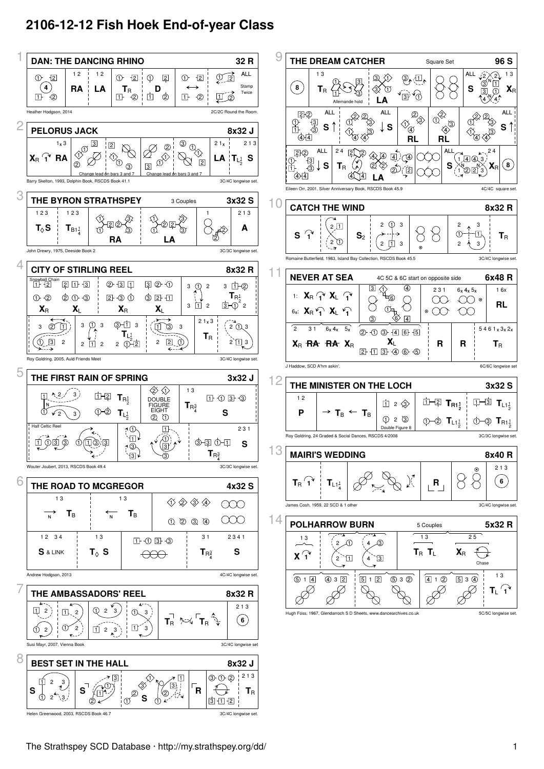# 2106-12-12 Fish Hoek End-of-year Class

## 1 DAN: THE DANCING RHINO — 32 R

4 | 1 2 RA | 1 2 LA | $T_R$ | D | ↔ | ALL Stamp Twice

Heather Hodgson, 2014 — 2C/2C Round the Room.

## 2 PELORUS JACK — 8x32 J

1x 3 $X_R$ 1 RA | Change lead on bars 3 and 7 | Change lead on bars 3 and 7 | 2 1x LA | 2 1 3 $T_{L\frac{1}{2}}$ S

Barry Skelton, 1993, Dolphin Book, RSCDS Book 41.1 — 3C/4C longwise set.

## 3 THE BYRON STRATHSPEY — 3 Couples — 3x32 S

1 2 3 $T_◊$S | 1 2 3 $T_{B1\frac{1}{4}}$ | RA | LA | 1 | 2 1 3 A

John Drewry, 1975, Deeside Book 2 — 3C/3C longwise set.

## 4 CITY OF STIRLING REEL — 8x32 R

Snowball Chain $X_R$ | $X_L$ | $X_R$ | $X_L$ | 3 1 2 | $T_{R\frac{1}{2}}$

$T_{L\frac{1}{2}}$ | 2 1x 3 $T_R$

Roy Goldring, 2005, Auld Friends Meet — 3C/4C longwise set.

## 5 THE FIRST RAIN OF SPRING — 3x32 J

$T_{R\frac{1}{2}}$ | $T_{L\frac{1}{2}}$ | DOUBLE FIGURE EIGHT | 1 3 $T_{R\frac{3}{4}}$ | S

Half Celtic Reel | 2 3 1 S | $T_{R\frac{3}{4}}$

Wouter Joubert, 2013, RSCDS Book 49.4 — 3C/3C longwise set.

## 6 THE ROAD TO MCGREGOR — 4x32 S

1 3 → $T_B$ | 1 3 ← $T_B$

1 2 3 4 S & LINK | 1 3 $T_◊$ S | 3 1 $T_{R\frac{3}{4}}$ | 2 3 4 1 S

Andrew Hodgson, 2013 — 4C/4C longwise set.

## 7 THE AMBASSADORS' REEL — 8x32 R

$T_R$ $T_R$ | 2 1 3 | 6

Susi Mayr, 2007, Vienna Book — 3C/4C longwise set

## 8 BEST SET IN THE HALL — 8x32 J

S | S | S | R | 2 1 3 $T_R$

Helen Greenwood, 2003, RSCDS Book 46.7 — 3C/4C longwise set.

## 9 THE DREAM CATCHER — Square Set — 96 S

8 | 1 3 $T_R$ Allemande hold | LA | ALL S | 1 3 $X_R$

ALL S ↑ | ALL ↓ S | RL | RL | ALL S ↑

ALL ↓ S | 2 4 $T_R$ | LA | ALL S | 2 4 $X_R$ | 8

Eileen Orr, 2001, Silver Anniversary Book, RSCDS Book 45.9 — 4C/4C square set.

## 10 CATCH THE WIND — 8x32 R

S 1 | $S_2$ | $T_R$

Romaine Butterfield, 1983, Island Bay Collection, RSCDS Book 45.5 — 3C/4C longwise set.

## 11 NEVER AT SEA — 4C 5C & 6C start on opposite side — 6x48 R

1: $X_R$ 1 $X_L$ 1 | 2 3 1 | 6x 4x 5x | 1 6x RL

6x: $X_R$ 1 $X_L$ 1

2 3 1 6x 4x 5x $X_R$ RA RA $X_R$ | $X_L$ | R | R | 5 4 6 1x 3x 2x $T_R$

J Haddow, SCD A'hm askin'. — 6C/6C longwise set

## 12 THE MINISTER ON THE LOCH — 3x32 S

1 2 P | → $T_B$ ← $T_B$ | Double Figure 8 | $T_{R1\frac{1}{2}}$ $T_{L1\frac{1}{2}}$ | $T_{L1\frac{1}{2}}$ $T_{R1\frac{1}{2}}$

Roy Goldring, 24 Graded & Social Dances, RSCDS 4/2008 — 3C/3C longwise set.

## 13 MAIRI'S WEDDING — 8x40 R

$T_R$ 1 | $T_{L1\frac{1}{4}}$ | R | 2 1 3 | 6

James Cosh, 1959, 22 SCD & 1 other — 3C/4C longwise set.

## 14 POLHARROW BURN — 5 Couples — 5x32 R

1 3 X 1 | 1 3 $T_R$ $T_L$ | 2 5 $X_R$ Chase

5 1 4 | 4 3 2 | 5 1 2 | 5 3 2 | 4 1 2 | 5 3 4 | 1 3 $T_L$ 1

Hugh Foss, 1967, Glendarroch S D Sheets, www.dancearchives.co.uk — 5C/5C longwise set.

The Strathspey SCD Database · http://my.strathspey.org/dd/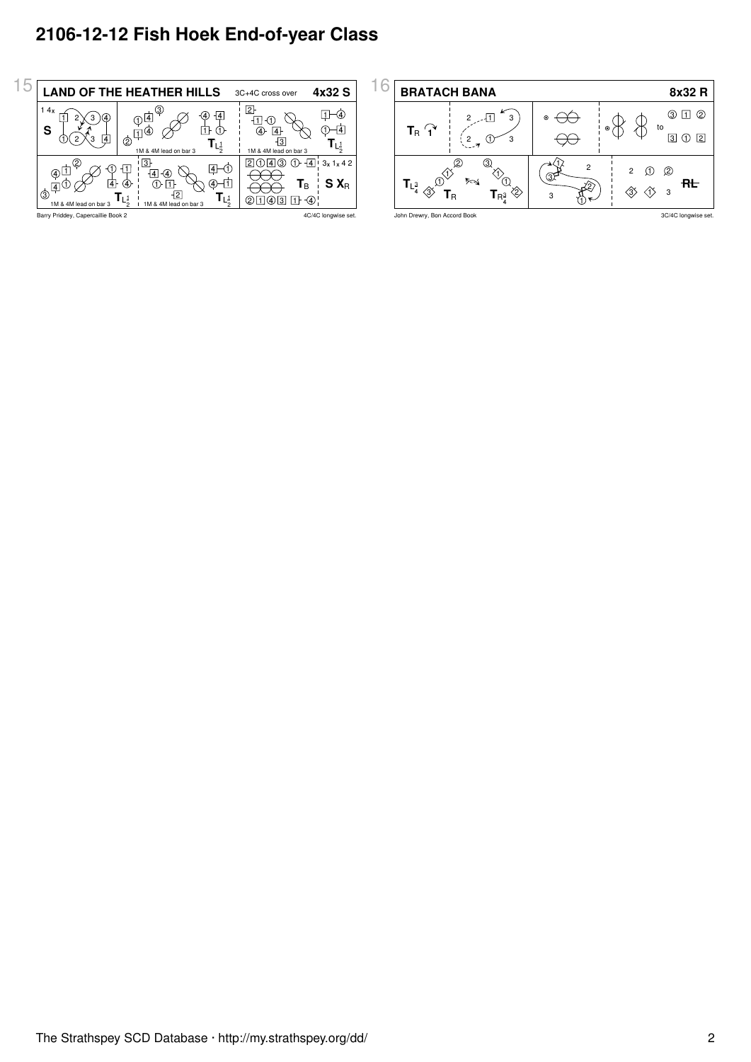# 2106-12-12 Fish Hoek End-of-year Class

15

**LAND OF THE HEATHER HILLS** 3C+4C cross over **4x32 S**

1M & 4M lead on bar 3

1M & 4M lead on bar 3

1M & 4M lead on bar 3

1M & 4M lead on bar 3

Barry Priddey, Capercaillie Book 2

4C/4C longwise set.

16

**BRATACH BANA** **8x32 R**

John Drewry, Bon Accord Book

3C/4C longwise set.